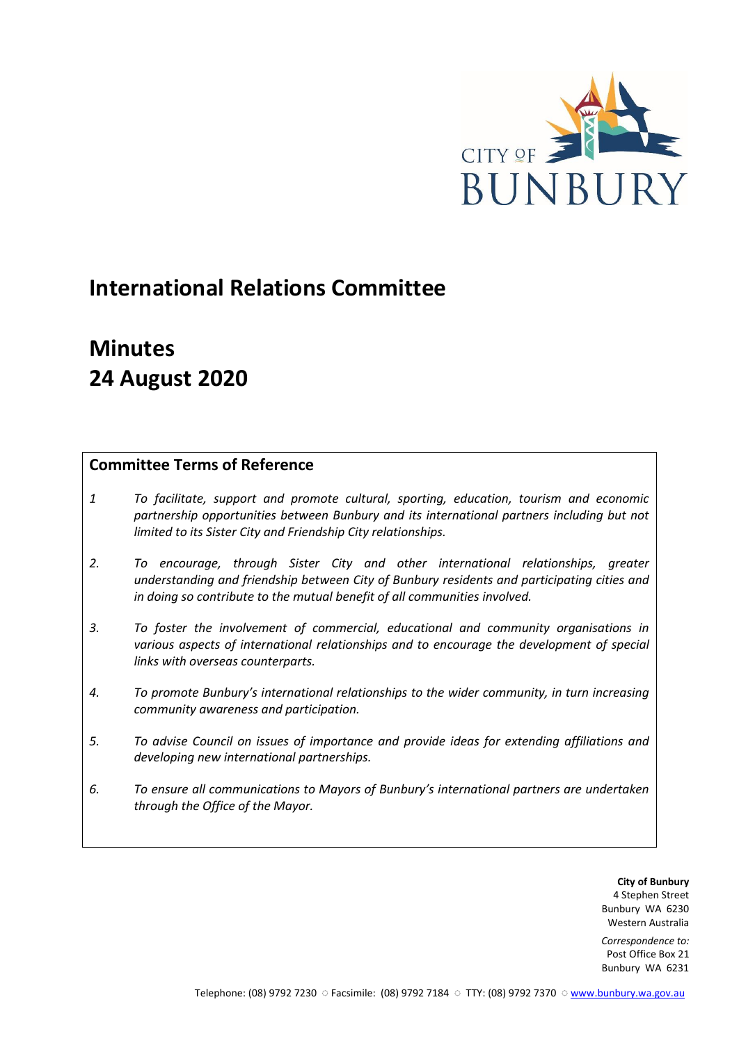CITY OF BUNBURY

# International Relations Committee

# Minutes
# 24 August 2020

## Committee Terms of Reference

*1 To facilitate, support and promote cultural, sporting, education, tourism and economic partnership opportunities between Bunbury and its international partners including but not limited to its Sister City and Friendship City relationships.*

*2. To encourage, through Sister City and other international relationships, greater understanding and friendship between City of Bunbury residents and participating cities and in doing so contribute to the mutual benefit of all communities involved.*

*3. To foster the involvement of commercial, educational and community organisations in various aspects of international relationships and to encourage the development of special links with overseas counterparts.*

*4. To promote Bunbury's international relationships to the wider community, in turn increasing community awareness and participation.*

*5. To advise Council on issues of importance and provide ideas for extending affiliations and developing new international partnerships.*

*6. To ensure all communications to Mayors of Bunbury's international partners are undertaken through the Office of the Mayor.*

**City of Bunbury**
4 Stephen Street
Bunbury WA 6230
Western Australia

*Correspondence to:*
Post Office Box 21
Bunbury WA 6231

Telephone: (08) 9792 7230 ○ Facsimile: (08) 9792 7184 ○ TTY: (08) 9792 7370 ○ www.bunbury.wa.gov.au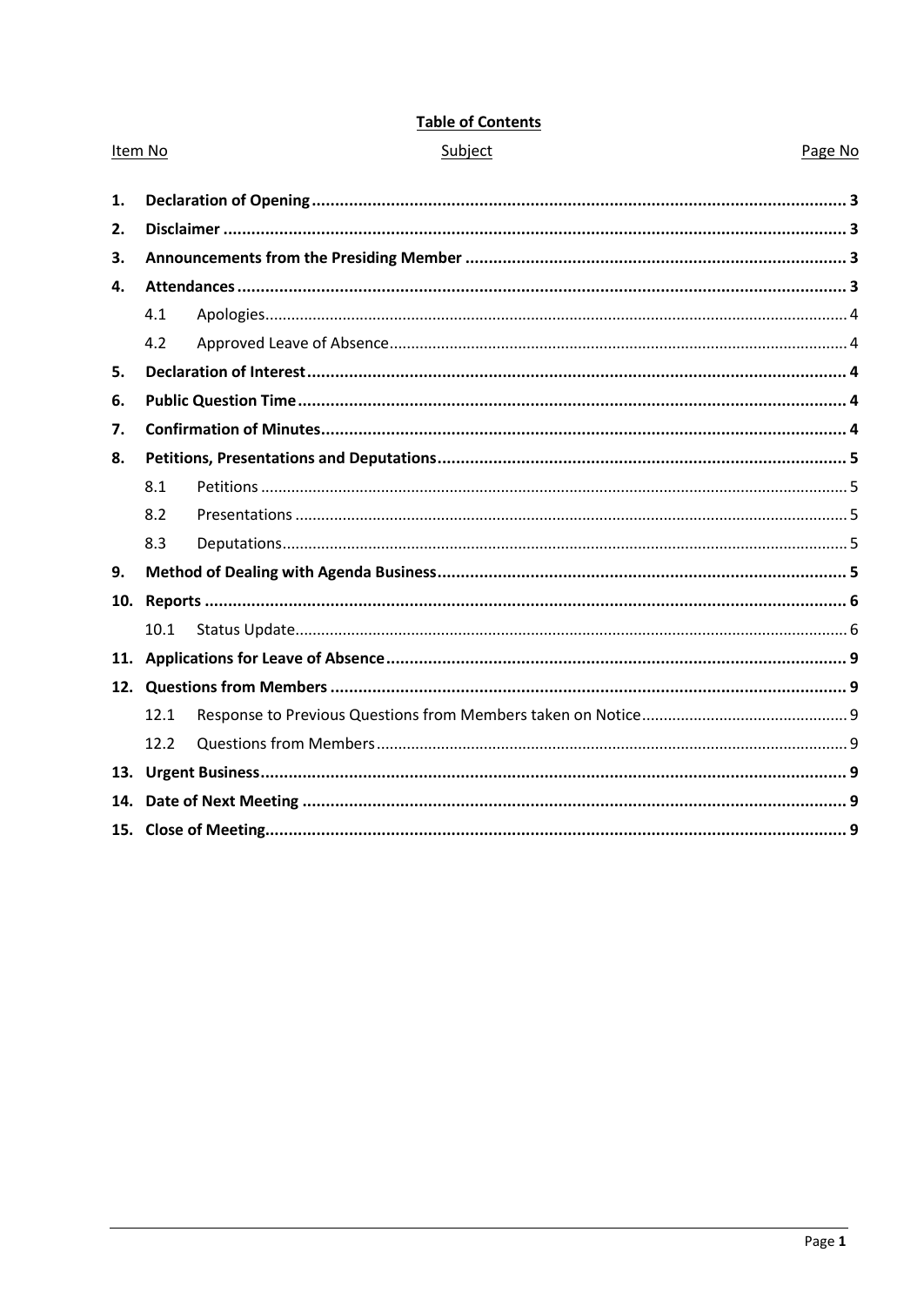**Table of Contents**

| Item No | Subject | Page No |
|---|---|---|
| **1.** | **Declaration of Opening** | **3** |
| **2.** | **Disclaimer** | **3** |
| **3.** | **Announcements from the Presiding Member** | **3** |
| **4.** | **Attendances** | **3** |
| 4.1 | Apologies | 4 |
| 4.2 | Approved Leave of Absence | 4 |
| **5.** | **Declaration of Interest** | **4** |
| **6.** | **Public Question Time** | **4** |
| **7.** | **Confirmation of Minutes** | **4** |
| **8.** | **Petitions, Presentations and Deputations** | **5** |
| 8.1 | Petitions | 5 |
| 8.2 | Presentations | 5 |
| 8.3 | Deputations | 5 |
| **9.** | **Method of Dealing with Agenda Business** | **5** |
| **10.** | **Reports** | **6** |
| 10.1 | Status Update | 6 |
| **11.** | **Applications for Leave of Absence** | **9** |
| **12.** | **Questions from Members** | **9** |
| 12.1 | Response to Previous Questions from Members taken on Notice | 9 |
| 12.2 | Questions from Members | 9 |
| **13.** | **Urgent Business** | **9** |
| **14.** | **Date of Next Meeting** | **9** |
| **15.** | **Close of Meeting** | **9** |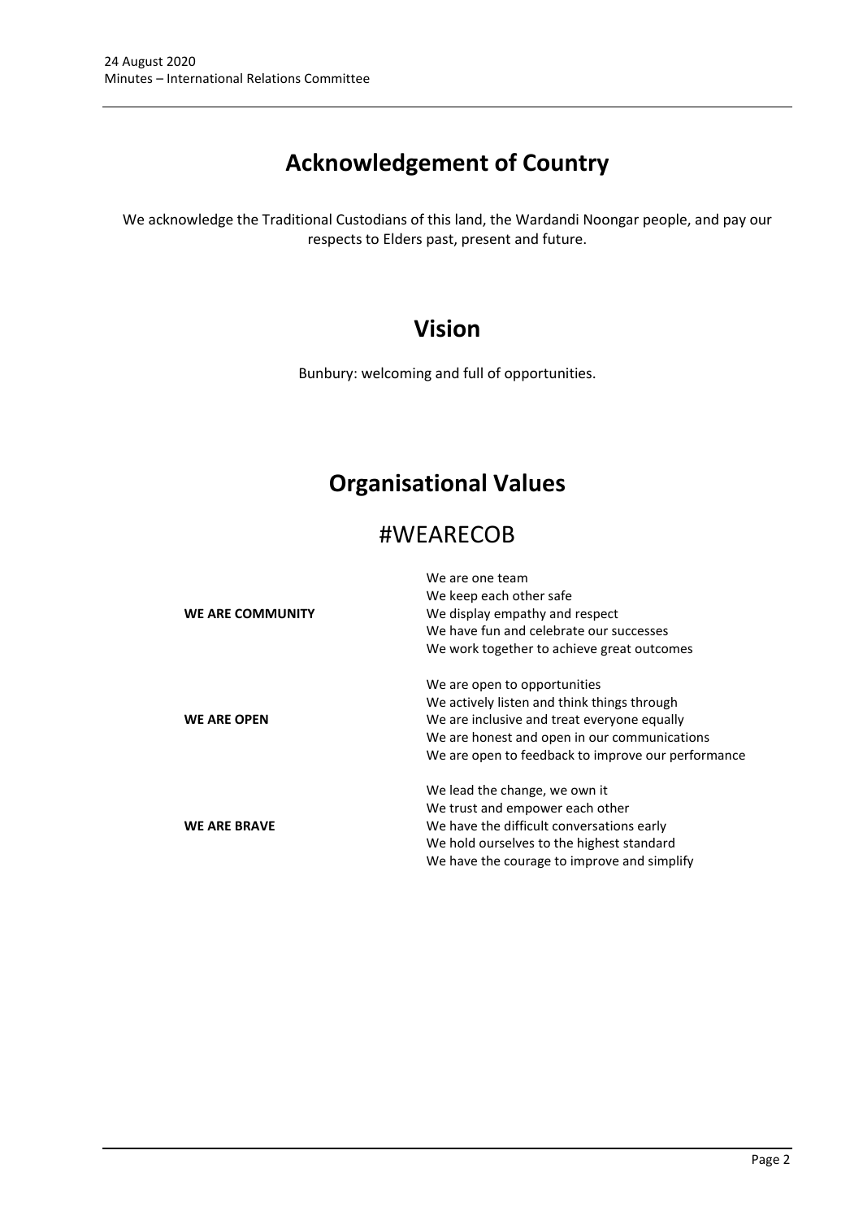# Acknowledgement of Country

We acknowledge the Traditional Custodians of this land, the Wardandi Noongar people, and pay our respects to Elders past, present and future.

# Vision

Bunbury: welcoming and full of opportunities.

# Organisational Values

## #WEARECOB

| | |
|---|---|
| **WE ARE COMMUNITY** | We are one team<br>We keep each other safe<br>We display empathy and respect<br>We have fun and celebrate our successes<br>We work together to achieve great outcomes |
| **WE ARE OPEN** | We are open to opportunities<br>We actively listen and think things through<br>We are inclusive and treat everyone equally<br>We are honest and open in our communications<br>We are open to feedback to improve our performance |
| **WE ARE BRAVE** | We lead the change, we own it<br>We trust and empower each other<br>We have the difficult conversations early<br>We hold ourselves to the highest standard<br>We have the courage to improve and simplify |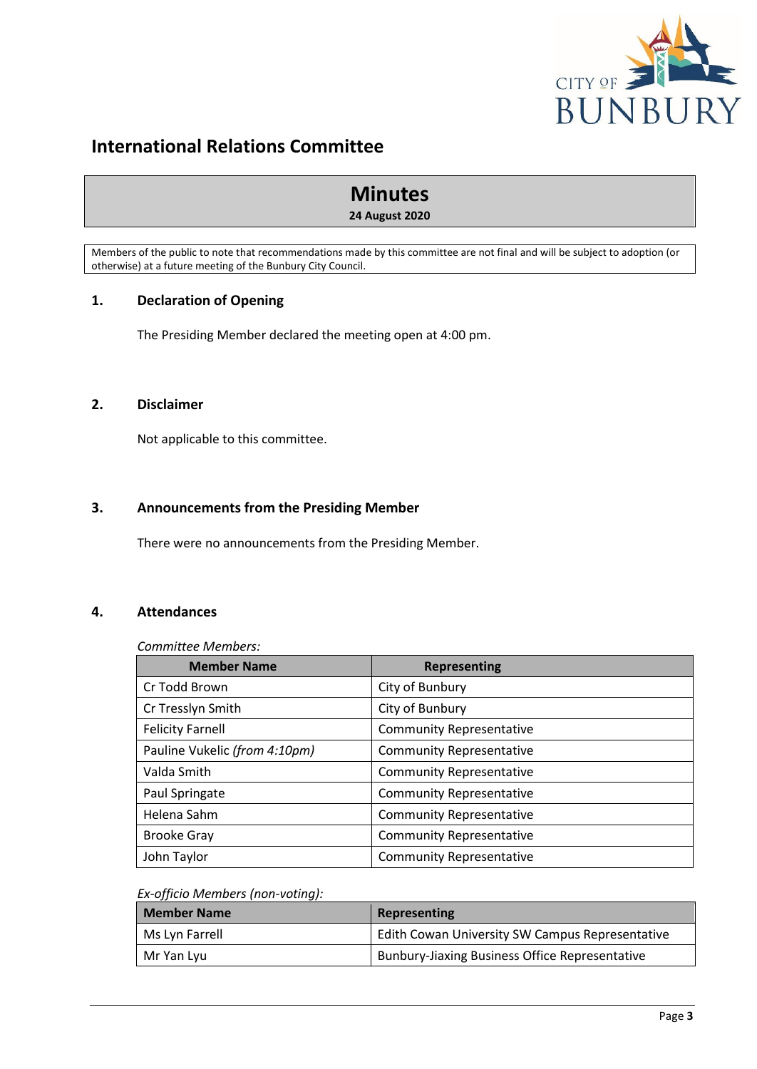# International Relations Committee

## Minutes

**24 August 2020**

Members of the public to note that recommendations made by this committee are not final and will be subject to adoption (or otherwise) at a future meeting of the Bunbury City Council.

### 1. Declaration of Opening

The Presiding Member declared the meeting open at 4:00 pm.

### 2. Disclaimer

Not applicable to this committee.

### 3. Announcements from the Presiding Member

There were no announcements from the Presiding Member.

### 4. Attendances

*Committee Members:*

| Member Name | Representing |
| --- | --- |
| Cr Todd Brown | City of Bunbury |
| Cr Tresslyn Smith | City of Bunbury |
| Felicity Farnell | Community Representative |
| Pauline Vukelic *(from 4:10pm)* | Community Representative |
| Valda Smith | Community Representative |
| Paul Springate | Community Representative |
| Helena Sahm | Community Representative |
| Brooke Gray | Community Representative |
| John Taylor | Community Representative |

*Ex-officio Members (non-voting):*

| Member Name | Representing |
| --- | --- |
| Ms Lyn Farrell | Edith Cowan University SW Campus Representative |
| Mr Yan Lyu | Bunbury-Jiaxing Business Office Representative |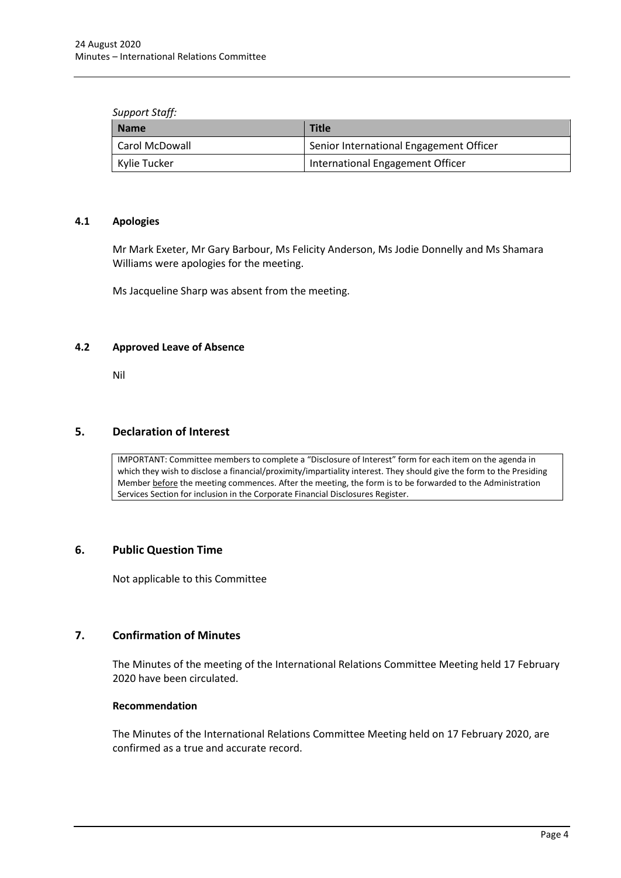*Support Staff:*

| Name | Title |
| --- | --- |
| Carol McDowall | Senior International Engagement Officer |
| Kylie Tucker | International Engagement Officer |

### 4.1 Apologies

Mr Mark Exeter, Mr Gary Barbour, Ms Felicity Anderson, Ms Jodie Donnelly and Ms Shamara Williams were apologies for the meeting.

Ms Jacqueline Sharp was absent from the meeting.

### 4.2 Approved Leave of Absence

Nil

## 5. Declaration of Interest

IMPORTANT: Committee members to complete a "Disclosure of Interest" form for each item on the agenda in which they wish to disclose a financial/proximity/impartiality interest. They should give the form to the Presiding Member before the meeting commences. After the meeting, the form is to be forwarded to the Administration Services Section for inclusion in the Corporate Financial Disclosures Register.

## 6. Public Question Time

Not applicable to this Committee

## 7. Confirmation of Minutes

The Minutes of the meeting of the International Relations Committee Meeting held 17 February 2020 have been circulated.

**Recommendation**

The Minutes of the International Relations Committee Meeting held on 17 February 2020, are confirmed as a true and accurate record.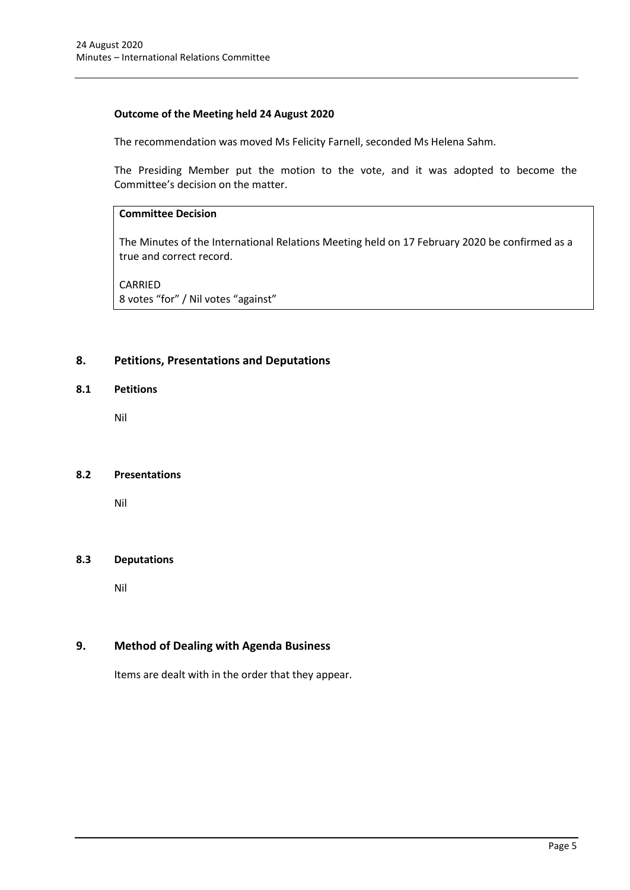**Outcome of the Meeting held 24 August 2020**

The recommendation was moved Ms Felicity Farnell, seconded Ms Helena Sahm.

The Presiding Member put the motion to the vote, and it was adopted to become the Committee's decision on the matter.

**Committee Decision**

The Minutes of the International Relations Meeting held on 17 February 2020 be confirmed as a true and correct record.

CARRIED
8 votes "for" / Nil votes "against"

## 8. Petitions, Presentations and Deputations

### 8.1 Petitions

Nil

### 8.2 Presentations

Nil

### 8.3 Deputations

Nil

## 9. Method of Dealing with Agenda Business

Items are dealt with in the order that they appear.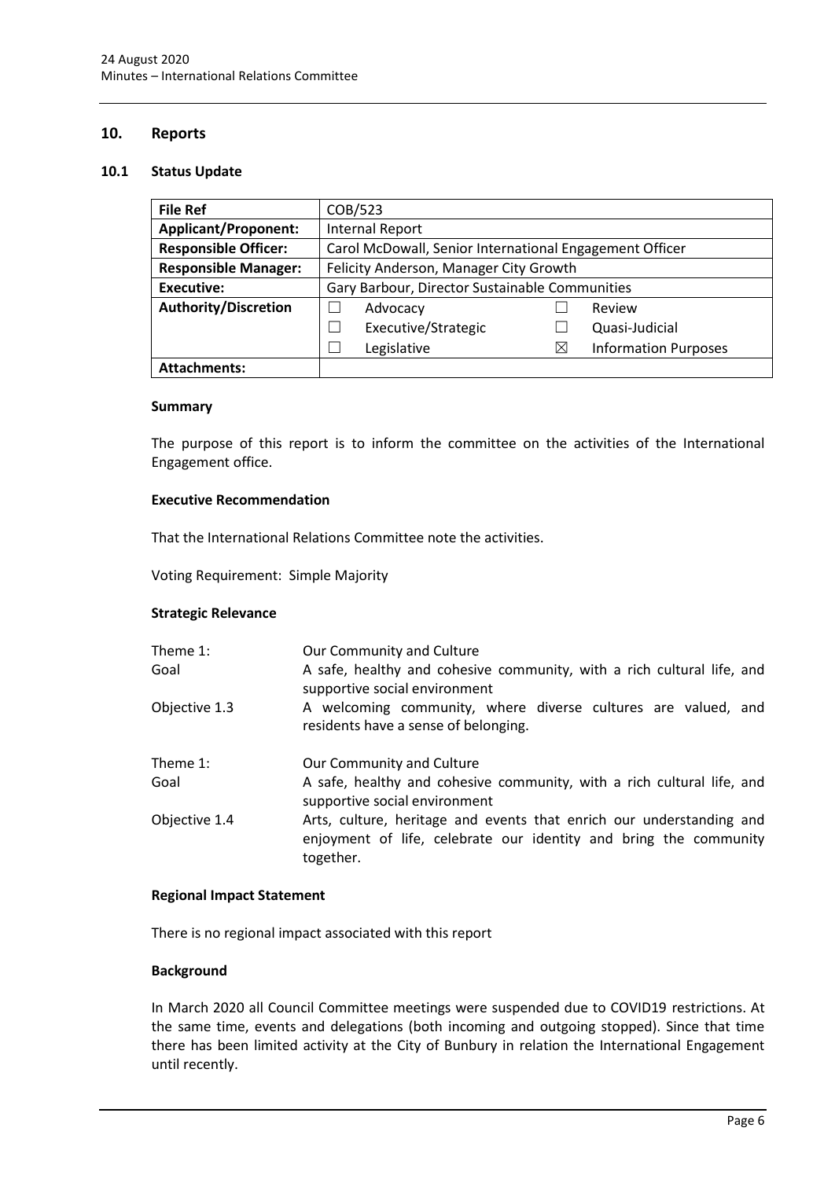## 10. Reports

### 10.1 Status Update

| **File Ref** | COB/523 | | | |
|---|---|---|---|---|
| **Applicant/Proponent:** | Internal Report | | | |
| **Responsible Officer:** | Carol McDowall, Senior International Engagement Officer | | | |
| **Responsible Manager:** | Felicity Anderson, Manager City Growth | | | |
| **Executive:** | Gary Barbour, Director Sustainable Communities | | | |
| **Authority/Discretion** | ☐ | Advocacy | ☐ | Review |
| | ☐ | Executive/Strategic | ☐ | Quasi-Judicial |
| | ☐ | Legislative | ☒ | Information Purposes |
| **Attachments:** | | | | |

#### Summary

The purpose of this report is to inform the committee on the activities of the International Engagement office.

#### Executive Recommendation

That the International Relations Committee note the activities.

Voting Requirement: Simple Majority

#### Strategic Relevance

| | |
|---|---|
| Theme 1: | Our Community and Culture |
| Goal | A safe, healthy and cohesive community, with a rich cultural life, and supportive social environment |
| Objective 1.3 | A welcoming community, where diverse cultures are valued, and residents have a sense of belonging. |
| Theme 1: | Our Community and Culture |
| Goal | A safe, healthy and cohesive community, with a rich cultural life, and supportive social environment |
| Objective 1.4 | Arts, culture, heritage and events that enrich our understanding and enjoyment of life, celebrate our identity and bring the community together. |

#### Regional Impact Statement

There is no regional impact associated with this report

#### Background

In March 2020 all Council Committee meetings were suspended due to COVID19 restrictions. At the same time, events and delegations (both incoming and outgoing stopped). Since that time there has been limited activity at the City of Bunbury in relation the International Engagement until recently.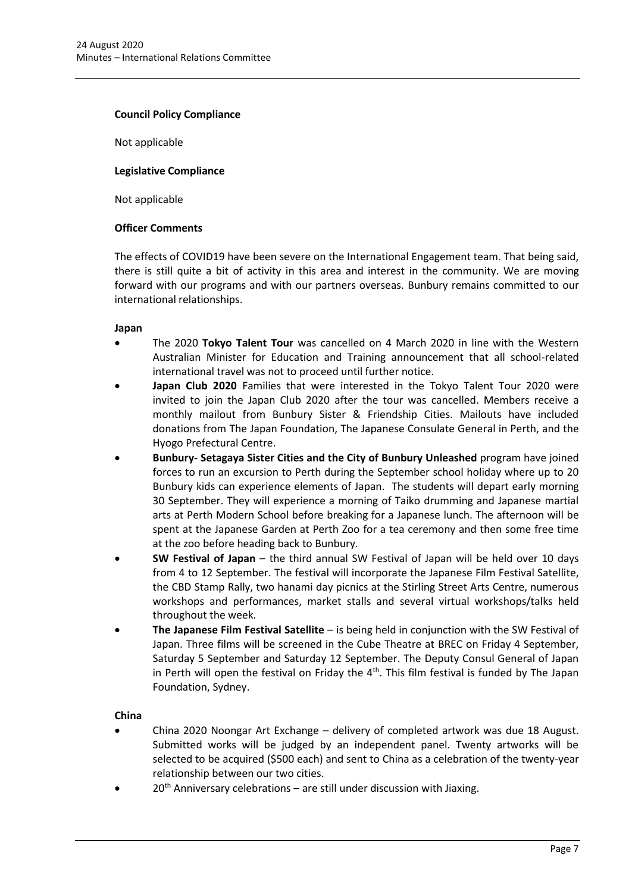**Council Policy Compliance**

Not applicable

**Legislative Compliance**

Not applicable

**Officer Comments**

The effects of COVID19 have been severe on the International Engagement team. That being said, there is still quite a bit of activity in this area and interest in the community. We are moving forward with our programs and with our partners overseas. Bunbury remains committed to our international relationships.

**Japan**

- The 2020 **Tokyo Talent Tour** was cancelled on 4 March 2020 in line with the Western Australian Minister for Education and Training announcement that all school-related international travel was not to proceed until further notice.
- **Japan Club 2020** Families that were interested in the Tokyo Talent Tour 2020 were invited to join the Japan Club 2020 after the tour was cancelled. Members receive a monthly mailout from Bunbury Sister & Friendship Cities. Mailouts have included donations from The Japan Foundation, The Japanese Consulate General in Perth, and the Hyogo Prefectural Centre.
- **Bunbury- Setagaya Sister Cities and the City of Bunbury Unleashed** program have joined forces to run an excursion to Perth during the September school holiday where up to 20 Bunbury kids can experience elements of Japan. The students will depart early morning 30 September. They will experience a morning of Taiko drumming and Japanese martial arts at Perth Modern School before breaking for a Japanese lunch. The afternoon will be spent at the Japanese Garden at Perth Zoo for a tea ceremony and then some free time at the zoo before heading back to Bunbury.
- **SW Festival of Japan** – the third annual SW Festival of Japan will be held over 10 days from 4 to 12 September. The festival will incorporate the Japanese Film Festival Satellite, the CBD Stamp Rally, two hanami day picnics at the Stirling Street Arts Centre, numerous workshops and performances, market stalls and several virtual workshops/talks held throughout the week.
- **The Japanese Film Festival Satellite** – is being held in conjunction with the SW Festival of Japan. Three films will be screened in the Cube Theatre at BREC on Friday 4 September, Saturday 5 September and Saturday 12 September. The Deputy Consul General of Japan in Perth will open the festival on Friday the 4th. This film festival is funded by The Japan Foundation, Sydney.

**China**

- China 2020 Noongar Art Exchange – delivery of completed artwork was due 18 August. Submitted works will be judged by an independent panel. Twenty artworks will be selected to be acquired ($500 each) and sent to China as a celebration of the twenty-year relationship between our two cities.
- 20th Anniversary celebrations – are still under discussion with Jiaxing.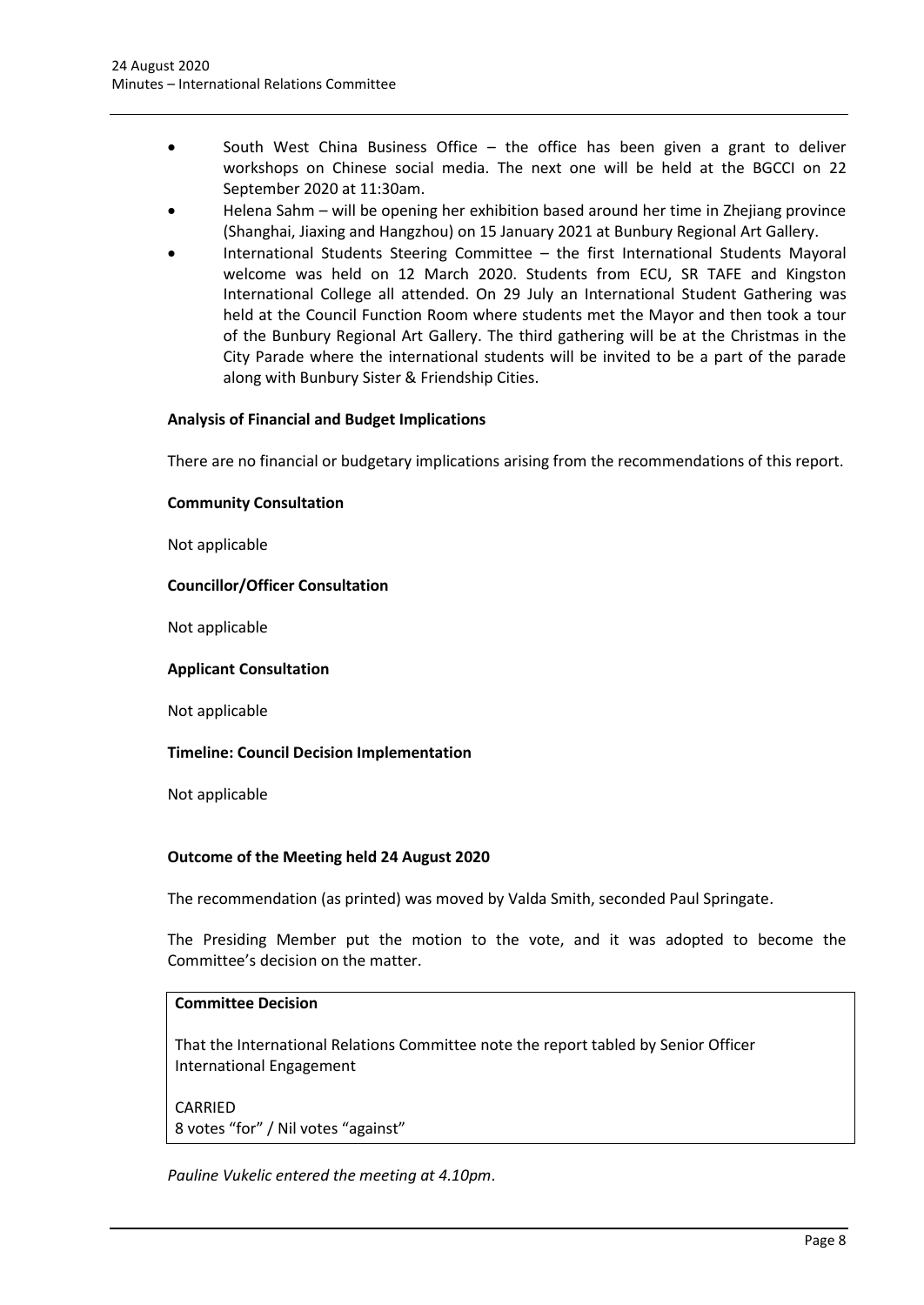- South West China Business Office – the office has been given a grant to deliver workshops on Chinese social media. The next one will be held at the BGCCI on 22 September 2020 at 11:30am.
- Helena Sahm – will be opening her exhibition based around her time in Zhejiang province (Shanghai, Jiaxing and Hangzhou) on 15 January 2021 at Bunbury Regional Art Gallery.
- International Students Steering Committee – the first International Students Mayoral welcome was held on 12 March 2020. Students from ECU, SR TAFE and Kingston International College all attended. On 29 July an International Student Gathering was held at the Council Function Room where students met the Mayor and then took a tour of the Bunbury Regional Art Gallery. The third gathering will be at the Christmas in the City Parade where the international students will be invited to be a part of the parade along with Bunbury Sister & Friendship Cities.

**Analysis of Financial and Budget Implications**

There are no financial or budgetary implications arising from the recommendations of this report.

**Community Consultation**

Not applicable

**Councillor/Officer Consultation**

Not applicable

**Applicant Consultation**

Not applicable

**Timeline: Council Decision Implementation**

Not applicable

**Outcome of the Meeting held 24 August 2020**

The recommendation (as printed) was moved by Valda Smith, seconded Paul Springate.

The Presiding Member put the motion to the vote, and it was adopted to become the Committee's decision on the matter.

**Committee Decision**

That the International Relations Committee note the report tabled by Senior Officer International Engagement

CARRIED
8 votes "for" / Nil votes "against"

*Pauline Vukelic entered the meeting at 4.10pm*.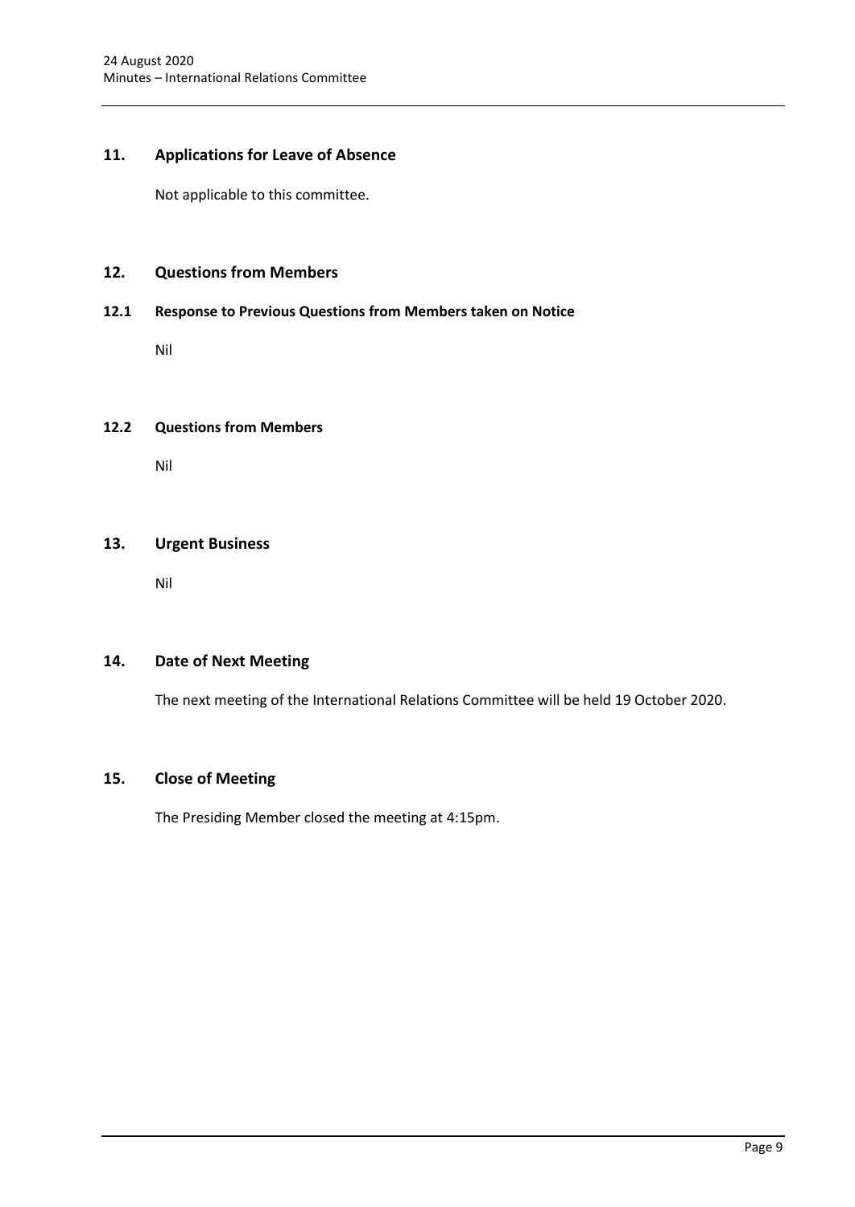## 11. Applications for Leave of Absence

Not applicable to this committee.

## 12. Questions from Members

### 12.1 Response to Previous Questions from Members taken on Notice

Nil

### 12.2 Questions from Members

Nil

## 13. Urgent Business

Nil

## 14. Date of Next Meeting

The next meeting of the International Relations Committee will be held 19 October 2020.

## 15. Close of Meeting

The Presiding Member closed the meeting at 4:15pm.